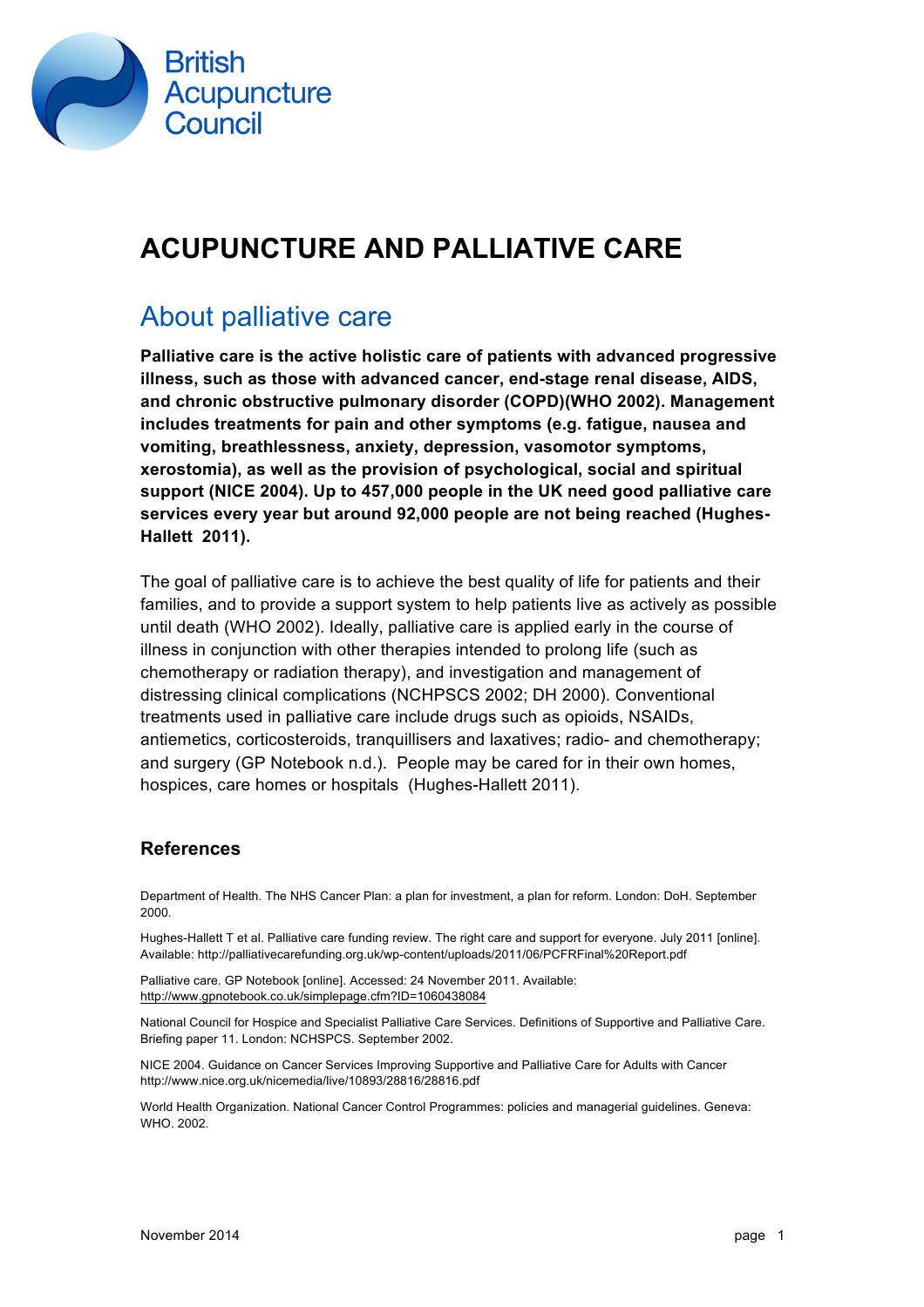British Acupuncture Council

# ACUPUNCTURE AND PALLIATIVE CARE

## About palliative care

**Palliative care is the active holistic care of patients with advanced progressive illness, such as those with advanced cancer, end-stage renal disease, AIDS, and chronic obstructive pulmonary disorder (COPD)(WHO 2002). Management includes treatments for pain and other symptoms (e.g. fatigue, nausea and vomiting, breathlessness, anxiety, depression, vasomotor symptoms, xerostomia), as well as the provision of psychological, social and spiritual support (NICE 2004). Up to 457,000 people in the UK need good palliative care services every year but around 92,000 people are not being reached (Hughes-Hallett 2011).**

The goal of palliative care is to achieve the best quality of life for patients and their families, and to provide a support system to help patients live as actively as possible until death (WHO 2002). Ideally, palliative care is applied early in the course of illness in conjunction with other therapies intended to prolong life (such as chemotherapy or radiation therapy), and investigation and management of distressing clinical complications (NCHPSCS 2002; DH 2000). Conventional treatments used in palliative care include drugs such as opioids, NSAIDs, antiemetics, corticosteroids, tranquillisers and laxatives; radio- and chemotherapy; and surgery (GP Notebook n.d.). People may be cared for in their own homes, hospices, care homes or hospitals (Hughes-Hallett 2011).

### References

Department of Health. The NHS Cancer Plan: a plan for investment, a plan for reform. London: DoH. September 2000.

Hughes-Hallett T et al. Palliative care funding review. The right care and support for everyone. July 2011 [online]. Available: http://palliativecarefunding.org.uk/wp-content/uploads/2011/06/PCFRFinal%20Report.pdf

Palliative care. GP Notebook [online]. Accessed: 24 November 2011. Available: http://www.gpnotebook.co.uk/simplepage.cfm?ID=1060438084

National Council for Hospice and Specialist Palliative Care Services. Definitions of Supportive and Palliative Care. Briefing paper 11. London: NCHSPCS. September 2002.

NICE 2004. Guidance on Cancer Services Improving Supportive and Palliative Care for Adults with Cancer http://www.nice.org.uk/nicemedia/live/10893/28816/28816.pdf

World Health Organization. National Cancer Control Programmes: policies and managerial guidelines. Geneva: WHO. 2002.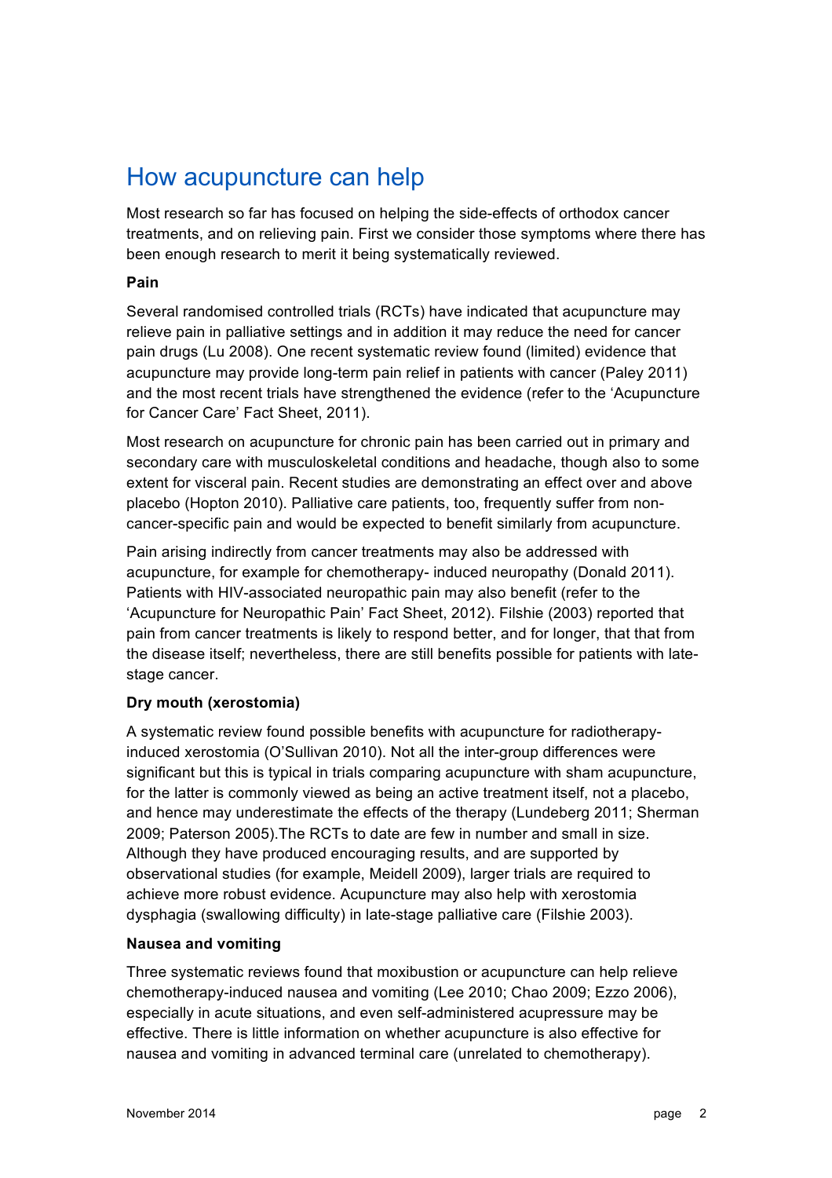## How acupuncture can help

Most research so far has focused on helping the side-effects of orthodox cancer treatments, and on relieving pain. First we consider those symptoms where there has been enough research to merit it being systematically reviewed.

**Pain**

Several randomised controlled trials (RCTs) have indicated that acupuncture may relieve pain in palliative settings and in addition it may reduce the need for cancer pain drugs (Lu 2008). One recent systematic review found (limited) evidence that acupuncture may provide long-term pain relief in patients with cancer (Paley 2011) and the most recent trials have strengthened the evidence (refer to the 'Acupuncture for Cancer Care' Fact Sheet, 2011).

Most research on acupuncture for chronic pain has been carried out in primary and secondary care with musculoskeletal conditions and headache, though also to some extent for visceral pain. Recent studies are demonstrating an effect over and above placebo (Hopton 2010). Palliative care patients, too, frequently suffer from non-cancer-specific pain and would be expected to benefit similarly from acupuncture.

Pain arising indirectly from cancer treatments may also be addressed with acupuncture, for example for chemotherapy- induced neuropathy (Donald 2011). Patients with HIV-associated neuropathic pain may also benefit (refer to the 'Acupuncture for Neuropathic Pain' Fact Sheet, 2012). Filshie (2003) reported that pain from cancer treatments is likely to respond better, and for longer, that that from the disease itself; nevertheless, there are still benefits possible for patients with late-stage cancer.

**Dry mouth (xerostomia)**

A systematic review found possible benefits with acupuncture for radiotherapy-induced xerostomia (O'Sullivan 2010). Not all the inter-group differences were significant but this is typical in trials comparing acupuncture with sham acupuncture, for the latter is commonly viewed as being an active treatment itself, not a placebo, and hence may underestimate the effects of the therapy (Lundeberg 2011; Sherman 2009; Paterson 2005).The RCTs to date are few in number and small in size. Although they have produced encouraging results, and are supported by observational studies (for example, Meidell 2009), larger trials are required to achieve more robust evidence. Acupuncture may also help with xerostomia dysphagia (swallowing difficulty) in late-stage palliative care (Filshie 2003).

**Nausea and vomiting**

Three systematic reviews found that moxibustion or acupuncture can help relieve chemotherapy-induced nausea and vomiting (Lee 2010; Chao 2009; Ezzo 2006), especially in acute situations, and even self-administered acupressure may be effective. There is little information on whether acupuncture is also effective for nausea and vomiting in advanced terminal care (unrelated to chemotherapy).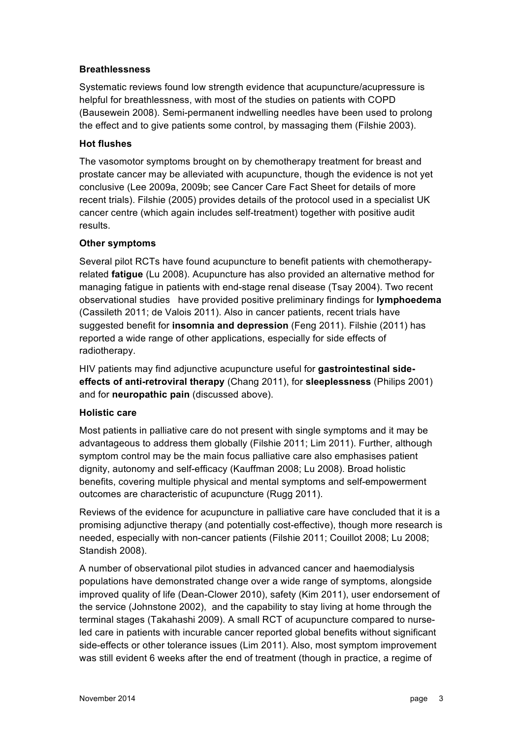### Breathlessness

Systematic reviews found low strength evidence that acupuncture/acupressure is helpful for breathlessness, with most of the studies on patients with COPD (Bausewein 2008). Semi-permanent indwelling needles have been used to prolong the effect and to give patients some control, by massaging them (Filshie 2003).

### Hot flushes

The vasomotor symptoms brought on by chemotherapy treatment for breast and prostate cancer may be alleviated with acupuncture, though the evidence is not yet conclusive (Lee 2009a, 2009b; see Cancer Care Fact Sheet for details of more recent trials). Filshie (2005) provides details of the protocol used in a specialist UK cancer centre (which again includes self-treatment) together with positive audit results.

### Other symptoms

Several pilot RCTs have found acupuncture to benefit patients with chemotherapy-related **fatigue** (Lu 2008). Acupuncture has also provided an alternative method for managing fatigue in patients with end-stage renal disease (Tsay 2004). Two recent observational studies have provided positive preliminary findings for **lymphoedema** (Cassileth 2011; de Valois 2011). Also in cancer patients, recent trials have suggested benefit for **insomnia and depression** (Feng 2011). Filshie (2011) has reported a wide range of other applications, especially for side effects of radiotherapy.

HIV patients may find adjunctive acupuncture useful for **gastrointestinal side-effects of anti-retroviral therapy** (Chang 2011), for **sleeplessness** (Philips 2001) and for **neuropathic pain** (discussed above).

### Holistic care

Most patients in palliative care do not present with single symptoms and it may be advantageous to address them globally (Filshie 2011; Lim 2011). Further, although symptom control may be the main focus palliative care also emphasises patient dignity, autonomy and self-efficacy (Kauffman 2008; Lu 2008). Broad holistic benefits, covering multiple physical and mental symptoms and self-empowerment outcomes are characteristic of acupuncture (Rugg 2011).

Reviews of the evidence for acupuncture in palliative care have concluded that it is a promising adjunctive therapy (and potentially cost-effective), though more research is needed, especially with non-cancer patients (Filshie 2011; Couillot 2008; Lu 2008; Standish 2008).

A number of observational pilot studies in advanced cancer and haemodialysis populations have demonstrated change over a wide range of symptoms, alongside improved quality of life (Dean-Clower 2010), safety (Kim 2011), user endorsement of the service (Johnstone 2002), and the capability to stay living at home through the terminal stages (Takahashi 2009). A small RCT of acupuncture compared to nurse-led care in patients with incurable cancer reported global benefits without significant side-effects or other tolerance issues (Lim 2011). Also, most symptom improvement was still evident 6 weeks after the end of treatment (though in practice, a regime of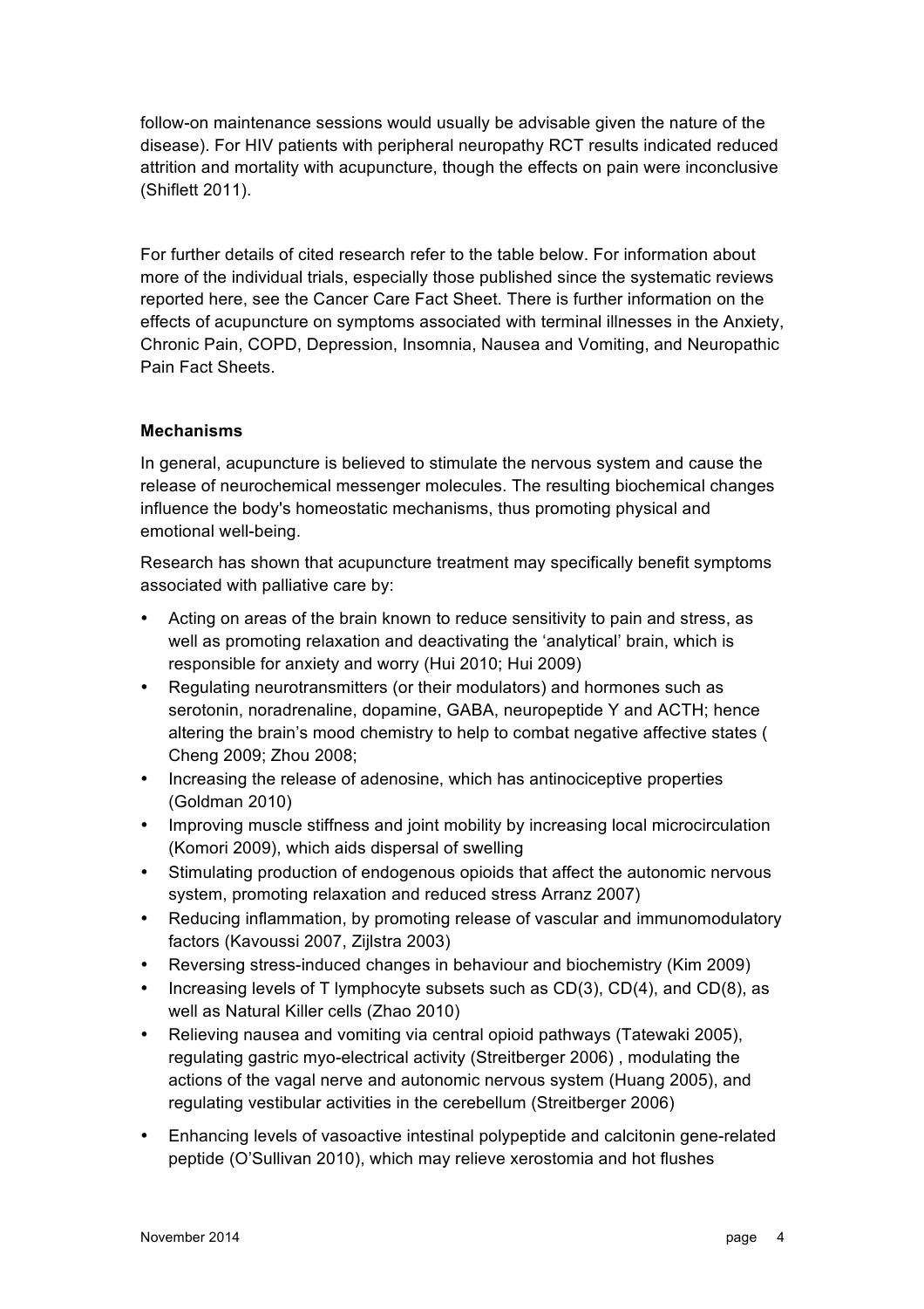follow-on maintenance sessions would usually be advisable given the nature of the disease). For HIV patients with peripheral neuropathy RCT results indicated reduced attrition and mortality with acupuncture, though the effects on pain were inconclusive (Shiflett 2011).

For further details of cited research refer to the table below. For information about more of the individual trials, especially those published since the systematic reviews reported here, see the Cancer Care Fact Sheet. There is further information on the effects of acupuncture on symptoms associated with terminal illnesses in the Anxiety, Chronic Pain, COPD, Depression, Insomnia, Nausea and Vomiting, and Neuropathic Pain Fact Sheets.

**Mechanisms**

In general, acupuncture is believed to stimulate the nervous system and cause the release of neurochemical messenger molecules. The resulting biochemical changes influence the body's homeostatic mechanisms, thus promoting physical and emotional well-being.

Research has shown that acupuncture treatment may specifically benefit symptoms associated with palliative care by:

- Acting on areas of the brain known to reduce sensitivity to pain and stress, as well as promoting relaxation and deactivating the 'analytical' brain, which is responsible for anxiety and worry (Hui 2010; Hui 2009)
- Regulating neurotransmitters (or their modulators) and hormones such as serotonin, noradrenaline, dopamine, GABA, neuropeptide Y and ACTH; hence altering the brain's mood chemistry to help to combat negative affective states ( Cheng 2009; Zhou 2008;
- Increasing the release of adenosine, which has antinociceptive properties (Goldman 2010)
- Improving muscle stiffness and joint mobility by increasing local microcirculation (Komori 2009), which aids dispersal of swelling
- Stimulating production of endogenous opioids that affect the autonomic nervous system, promoting relaxation and reduced stress Arranz 2007)
- Reducing inflammation, by promoting release of vascular and immunomodulatory factors (Kavoussi 2007, Zijlstra 2003)
- Reversing stress-induced changes in behaviour and biochemistry (Kim 2009)
- Increasing levels of T lymphocyte subsets such as CD(3), CD(4), and CD(8), as well as Natural Killer cells (Zhao 2010)
- Relieving nausea and vomiting via central opioid pathways (Tatewaki 2005), regulating gastric myo-electrical activity (Streitberger 2006) , modulating the actions of the vagal nerve and autonomic nervous system (Huang 2005), and regulating vestibular activities in the cerebellum (Streitberger 2006)
- Enhancing levels of vasoactive intestinal polypeptide and calcitonin gene-related peptide (O'Sullivan 2010), which may relieve xerostomia and hot flushes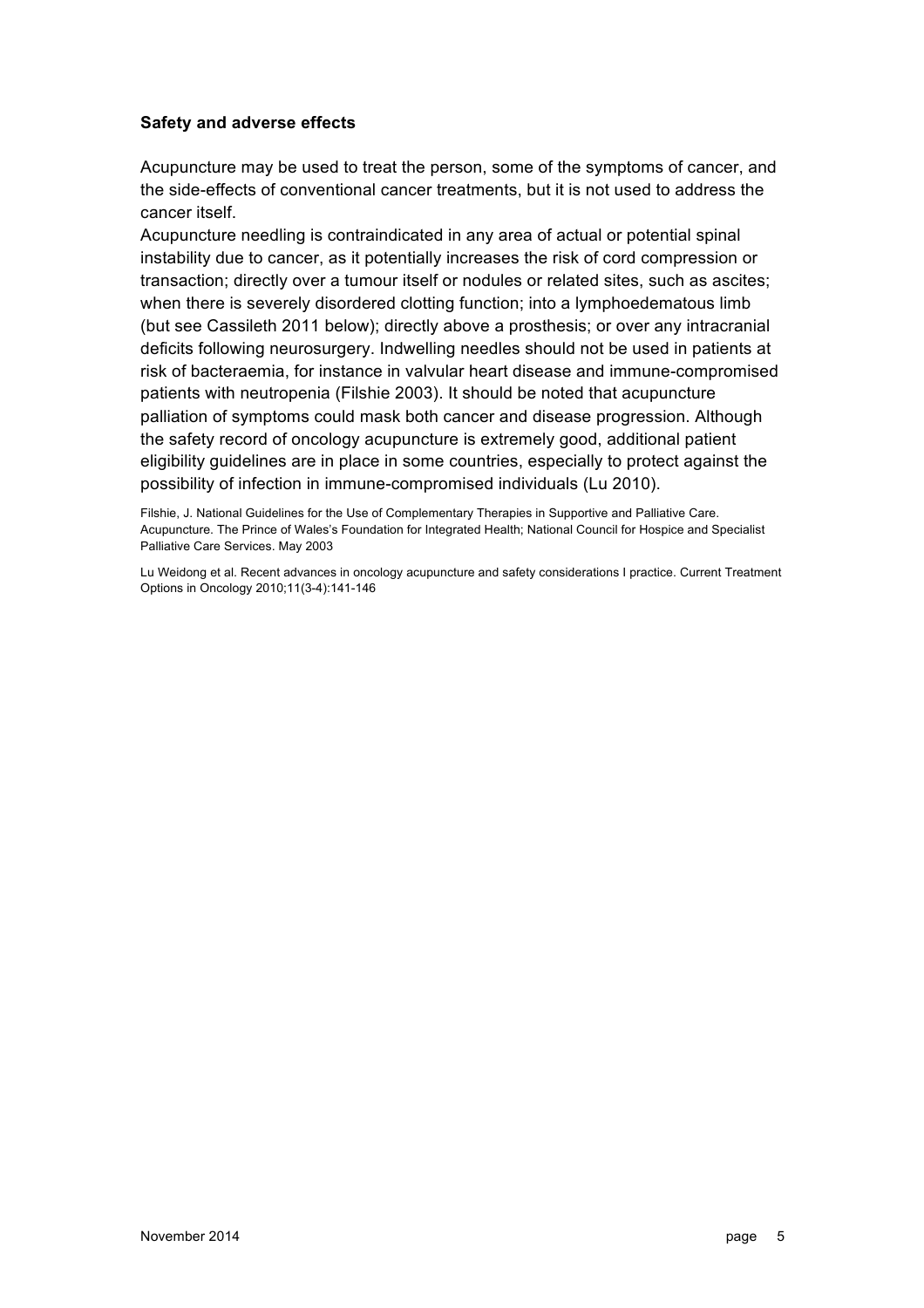**Safety and adverse effects**

Acupuncture may be used to treat the person, some of the symptoms of cancer, and the side-effects of conventional cancer treatments, but it is not used to address the cancer itself.

Acupuncture needling is contraindicated in any area of actual or potential spinal instability due to cancer, as it potentially increases the risk of cord compression or transaction; directly over a tumour itself or nodules or related sites, such as ascites; when there is severely disordered clotting function; into a lymphoedematous limb (but see Cassileth 2011 below); directly above a prosthesis; or over any intracranial deficits following neurosurgery. Indwelling needles should not be used in patients at risk of bacteraemia, for instance in valvular heart disease and immune-compromised patients with neutropenia (Filshie 2003). It should be noted that acupuncture palliation of symptoms could mask both cancer and disease progression. Although the safety record of oncology acupuncture is extremely good, additional patient eligibility guidelines are in place in some countries, especially to protect against the possibility of infection in immune-compromised individuals (Lu 2010).

Filshie, J. National Guidelines for the Use of Complementary Therapies in Supportive and Palliative Care. Acupuncture. The Prince of Wales's Foundation for Integrated Health; National Council for Hospice and Specialist Palliative Care Services. May 2003

Lu Weidong et al. Recent advances in oncology acupuncture and safety considerations I practice. Current Treatment Options in Oncology 2010;11(3-4):141-146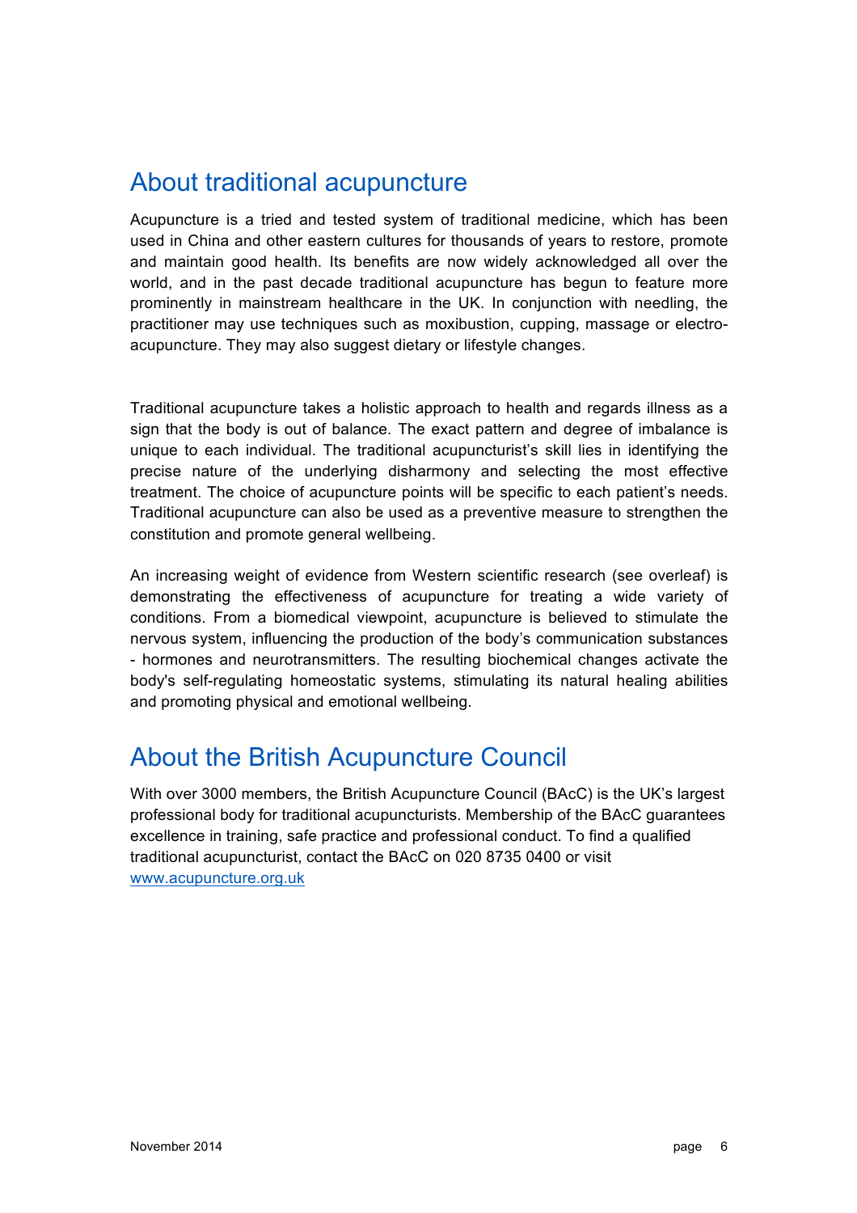## About traditional acupuncture

Acupuncture is a tried and tested system of traditional medicine, which has been used in China and other eastern cultures for thousands of years to restore, promote and maintain good health. Its benefits are now widely acknowledged all over the world, and in the past decade traditional acupuncture has begun to feature more prominently in mainstream healthcare in the UK. In conjunction with needling, the practitioner may use techniques such as moxibustion, cupping, massage or electro-acupuncture. They may also suggest dietary or lifestyle changes.

Traditional acupuncture takes a holistic approach to health and regards illness as a sign that the body is out of balance. The exact pattern and degree of imbalance is unique to each individual. The traditional acupuncturist's skill lies in identifying the precise nature of the underlying disharmony and selecting the most effective treatment. The choice of acupuncture points will be specific to each patient's needs. Traditional acupuncture can also be used as a preventive measure to strengthen the constitution and promote general wellbeing.

An increasing weight of evidence from Western scientific research (see overleaf) is demonstrating the effectiveness of acupuncture for treating a wide variety of conditions. From a biomedical viewpoint, acupuncture is believed to stimulate the nervous system, influencing the production of the body's communication substances - hormones and neurotransmitters. The resulting biochemical changes activate the body's self-regulating homeostatic systems, stimulating its natural healing abilities and promoting physical and emotional wellbeing.

## About the British Acupuncture Council

With over 3000 members, the British Acupuncture Council (BAcC) is the UK's largest professional body for traditional acupuncturists. Membership of the BAcC guarantees excellence in training, safe practice and professional conduct. To find a qualified traditional acupuncturist, contact the BAcC on 020 8735 0400 or visit [www.acupuncture.org.uk](http://www.acupuncture.org.uk)

November 2014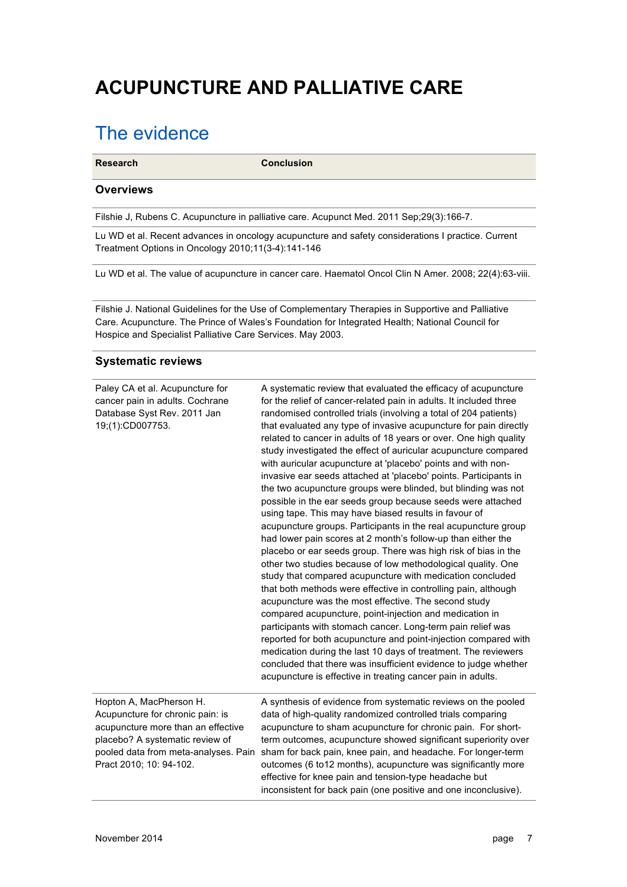# ACUPUNCTURE AND PALLIATIVE CARE

## The evidence

| Research | Conclusion |
|---|---|
| **Overviews** | |
| Filshie J, Rubens C. Acupuncture in palliative care. Acupunct Med. 2011 Sep;29(3):166-7. | |
| Lu WD et al. Recent advances in oncology acupuncture and safety considerations I practice. Current Treatment Options in Oncology 2010;11(3-4):141-146 | |
| Lu WD et al. The value of acupuncture in cancer care. Haematol Oncol Clin N Amer. 2008; 22(4):63-viii. | |
| Filshie J. National Guidelines for the Use of Complementary Therapies in Supportive and Palliative Care. Acupuncture. The Prince of Wales's Foundation for Integrated Health; National Council for Hospice and Specialist Palliative Care Services. May 2003. | |
| **Systematic reviews** | |
| Paley CA et al. Acupuncture for cancer pain in adults. Cochrane Database Syst Rev. 2011 Jan 19;(1):CD007753. | A systematic review that evaluated the efficacy of acupuncture for the relief of cancer-related pain in adults. It included three randomised controlled trials (involving a total of 204 patients) that evaluated any type of invasive acupuncture for pain directly related to cancer in adults of 18 years or over. One high quality study investigated the effect of auricular acupuncture compared with auricular acupuncture at 'placebo' points and with non-invasive ear seeds attached at 'placebo' points. Participants in the two acupuncture groups were blinded, but blinding was not possible in the ear seeds group because seeds were attached using tape. This may have biased results in favour of acupuncture groups. Participants in the real acupuncture group had lower pain scores at 2 month's follow-up than either the placebo or ear seeds group. There was high risk of bias in the other two studies because of low methodological quality. One study that compared acupuncture with medication concluded that both methods were effective in controlling pain, although acupuncture was the most effective. The second study compared acupuncture, point-injection and medication in participants with stomach cancer. Long-term pain relief was reported for both acupuncture and point-injection compared with medication during the last 10 days of treatment. The reviewers concluded that there was insufficient evidence to judge whether acupuncture is effective in treating cancer pain in adults. |
| Hopton A, MacPherson H. Acupuncture for chronic pain: is acupuncture more than an effective placebo? A systematic review of pooled data from meta-analyses. Pain Pract 2010; 10: 94-102. | A synthesis of evidence from systematic reviews on the pooled data of high-quality randomized controlled trials comparing acupuncture to sham acupuncture for chronic pain. For short-term outcomes, acupuncture showed significant superiority over sham for back pain, knee pain, and headache. For longer-term outcomes (6 to12 months), acupuncture was significantly more effective for knee pain and tension-type headache but inconsistent for back pain (one positive and one inconclusive). |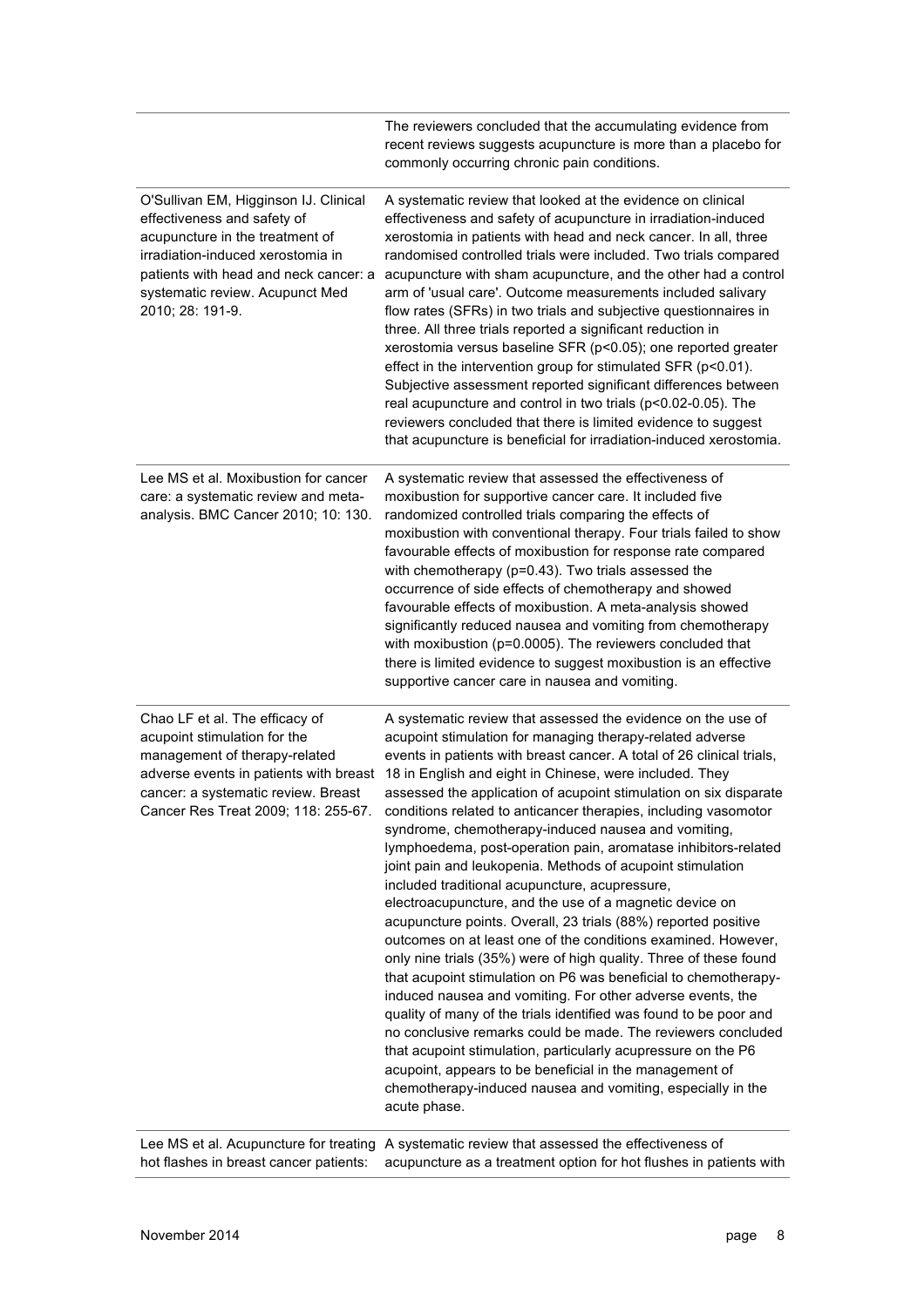| | |
|---|---|
| | The reviewers concluded that the accumulating evidence from recent reviews suggests acupuncture is more than a placebo for commonly occurring chronic pain conditions. |
| O'Sullivan EM, Higginson IJ. Clinical effectiveness and safety of acupuncture in the treatment of irradiation-induced xerostomia in patients with head and neck cancer: a systematic review. Acupunct Med 2010; 28: 191-9. | A systematic review that looked at the evidence on clinical effectiveness and safety of acupuncture in irradiation-induced xerostomia in patients with head and neck cancer. In all, three randomised controlled trials were included. Two trials compared acupuncture with sham acupuncture, and the other had a control arm of 'usual care'. Outcome measurements included salivary flow rates (SFRs) in two trials and subjective questionnaires in three. All three trials reported a significant reduction in xerostomia versus baseline SFR ($p<0.05$); one reported greater effect in the intervention group for stimulated SFR ($p<0.01$). Subjective assessment reported significant differences between real acupuncture and control in two trials ($p<0.02$-$0.05$). The reviewers concluded that there is limited evidence to suggest that acupuncture is beneficial for irradiation-induced xerostomia. |
| Lee MS et al. Moxibustion for cancer care: a systematic review and meta-analysis. BMC Cancer 2010; 10: 130. | A systematic review that assessed the effectiveness of moxibustion for supportive cancer care. It included five randomized controlled trials comparing the effects of moxibustion with conventional therapy. Four trials failed to show favourable effects of moxibustion for response rate compared with chemotherapy ($p=0.43$). Two trials assessed the occurrence of side effects of chemotherapy and showed favourable effects of moxibustion. A meta-analysis showed significantly reduced nausea and vomiting from chemotherapy with moxibustion ($p=0.0005$). The reviewers concluded that there is limited evidence to suggest moxibustion is an effective supportive cancer care in nausea and vomiting. |
| Chao LF et al. The efficacy of acupoint stimulation for the management of therapy-related adverse events in patients with breast cancer: a systematic review. Breast Cancer Res Treat 2009; 118: 255-67. | A systematic review that assessed the evidence on the use of acupoint stimulation for managing therapy-related adverse events in patients with breast cancer. A total of 26 clinical trials, 18 in English and eight in Chinese, were included. They assessed the application of acupoint stimulation on six disparate conditions related to anticancer therapies, including vasomotor syndrome, chemotherapy-induced nausea and vomiting, lymphoedema, post-operation pain, aromatase inhibitors-related joint pain and leukopenia. Methods of acupoint stimulation included traditional acupuncture, acupressure, electroacupuncture, and the use of a magnetic device on acupuncture points. Overall, 23 trials (88%) reported positive outcomes on at least one of the conditions examined. However, only nine trials (35%) were of high quality. Three of these found that acupoint stimulation on P6 was beneficial to chemotherapy-induced nausea and vomiting. For other adverse events, the quality of many of the trials identified was found to be poor and no conclusive remarks could be made. The reviewers concluded that acupoint stimulation, particularly acupressure on the P6 acupoint, appears to be beneficial in the management of chemotherapy-induced nausea and vomiting, especially in the acute phase. |
| Lee MS et al. Acupuncture for treating hot flashes in breast cancer patients: | A systematic review that assessed the effectiveness of acupuncture as a treatment option for hot flushes in patients with |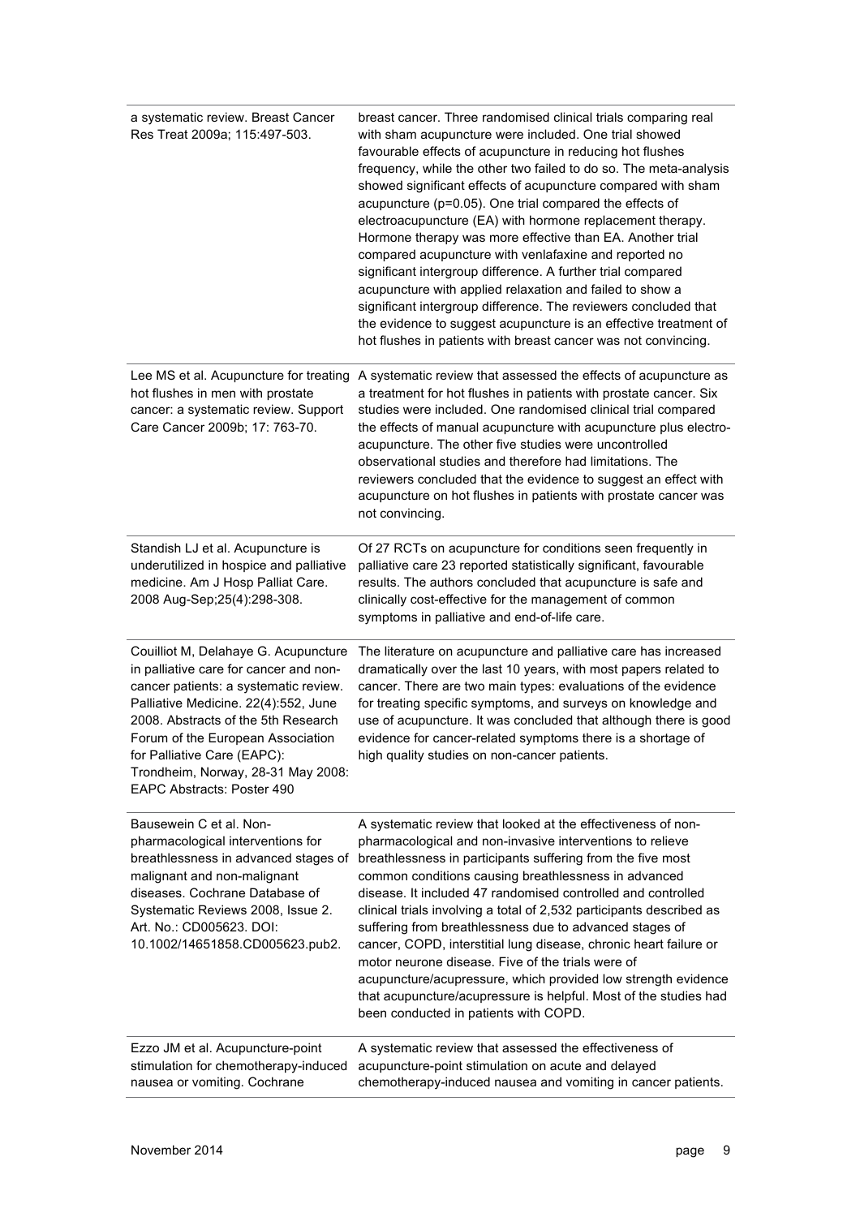| | |
|---|---|
| a systematic review. Breast Cancer Res Treat 2009a; 115:497-503. | breast cancer. Three randomised clinical trials comparing real with sham acupuncture were included. One trial showed favourable effects of acupuncture in reducing hot flushes frequency, while the other two failed to do so. The meta-analysis showed significant effects of acupuncture compared with sham acupuncture ($p=0.05$). One trial compared the effects of electroacupuncture (EA) with hormone replacement therapy. Hormone therapy was more effective than EA. Another trial compared acupuncture with venlafaxine and reported no significant intergroup difference. A further trial compared acupuncture with applied relaxation and failed to show a significant intergroup difference. The reviewers concluded that the evidence to suggest acupuncture is an effective treatment of hot flushes in patients with breast cancer was not convincing. |
| Lee MS et al. Acupuncture for treating hot flushes in men with prostate cancer: a systematic review. Support Care Cancer 2009b; 17: 763-70. | A systematic review that assessed the effects of acupuncture as a treatment for hot flushes in patients with prostate cancer. Six studies were included. One randomised clinical trial compared the effects of manual acupuncture with acupuncture plus electro-acupuncture. The other five studies were uncontrolled observational studies and therefore had limitations. The reviewers concluded that the evidence to suggest an effect with acupuncture on hot flushes in patients with prostate cancer was not convincing. |
| Standish LJ et al. Acupuncture is underutilized in hospice and palliative medicine. Am J Hosp Palliat Care. 2008 Aug-Sep;25(4):298-308. | Of 27 RCTs on acupuncture for conditions seen frequently in palliative care 23 reported statistically significant, favourable results. The authors concluded that acupuncture is safe and clinically cost-effective for the management of common symptoms in palliative and end-of-life care. |
| Couilliot M, Delahaye G. Acupuncture in palliative care for cancer and non-cancer patients: a systematic review. Palliative Medicine. 22(4):552, June 2008. Abstracts of the 5th Research Forum of the European Association for Palliative Care (EAPC): Trondheim, Norway, 28-31 May 2008: EAPC Abstracts: Poster 490 | The literature on acupuncture and palliative care has increased dramatically over the last 10 years, with most papers related to cancer. There are two main types: evaluations of the evidence for treating specific symptoms, and surveys on knowledge and use of acupuncture. It was concluded that although there is good evidence for cancer-related symptoms there is a shortage of high quality studies on non-cancer patients. |
| Bausewein C et al. Non-pharmacological interventions for breathlessness in advanced stages of malignant and non-malignant diseases. Cochrane Database of Systematic Reviews 2008, Issue 2. Art. No.: CD005623. DOI: 10.1002/14651858.CD005623.pub2. | A systematic review that looked at the effectiveness of non-pharmacological and non-invasive interventions to relieve breathlessness in participants suffering from the five most common conditions causing breathlessness in advanced disease. It included 47 randomised controlled and controlled clinical trials involving a total of 2,532 participants described as suffering from breathlessness due to advanced stages of cancer, COPD, interstitial lung disease, chronic heart failure or motor neurone disease. Five of the trials were of acupuncture/acupressure, which provided low strength evidence that acupuncture/acupressure is helpful. Most of the studies had been conducted in patients with COPD. |
| Ezzo JM et al. Acupuncture-point stimulation for chemotherapy-induced nausea or vomiting. Cochrane | A systematic review that assessed the effectiveness of acupuncture-point stimulation on acute and delayed chemotherapy-induced nausea and vomiting in cancer patients. |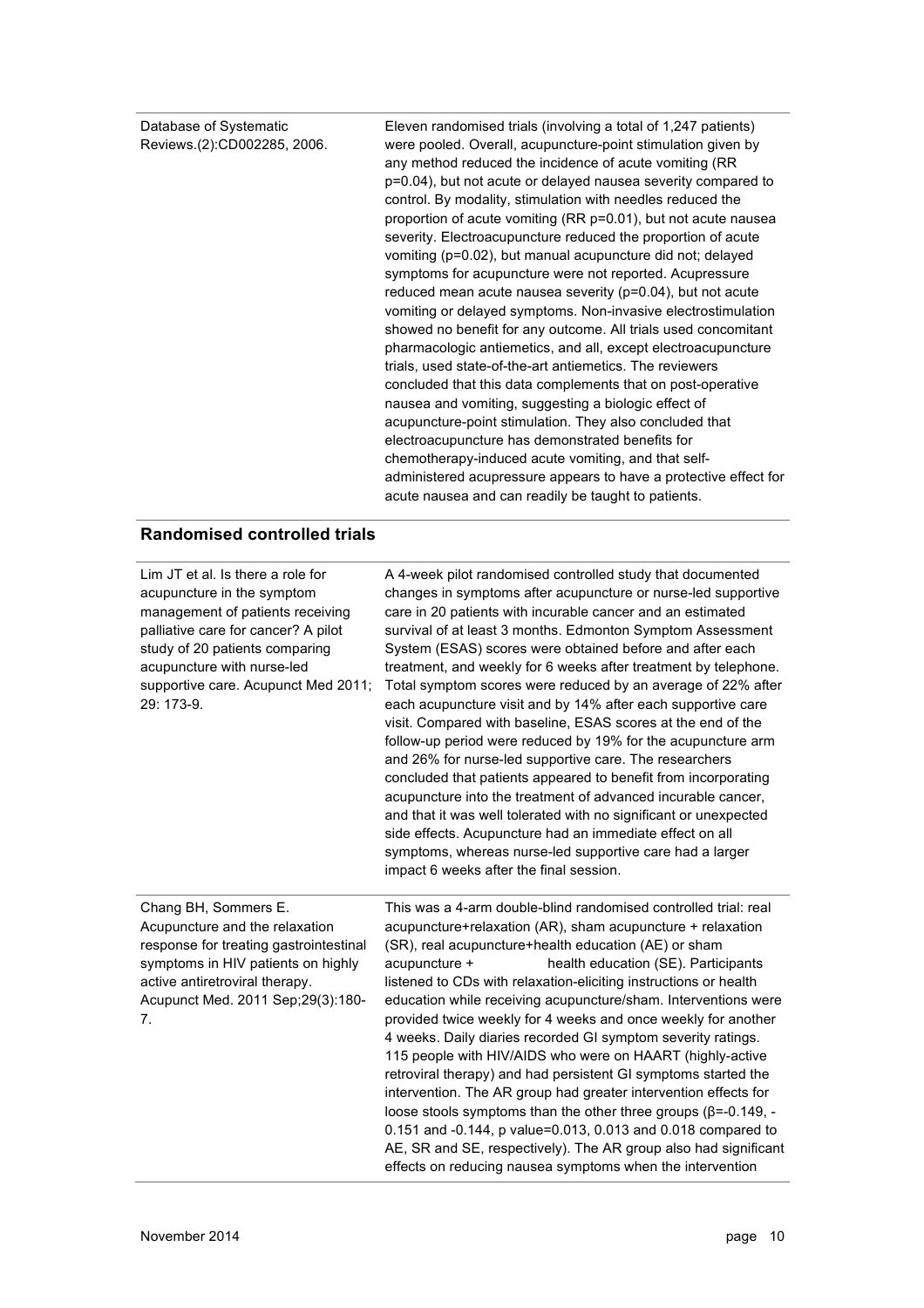| | |
|---|---|
| Database of Systematic Reviews.(2):CD002285, 2006. | Eleven randomised trials (involving a total of 1,247 patients) were pooled. Overall, acupuncture-point stimulation given by any method reduced the incidence of acute vomiting (RR p=0.04), but not acute or delayed nausea severity compared to control. By modality, stimulation with needles reduced the proportion of acute vomiting (RR p=0.01), but not acute nausea severity. Electroacupuncture reduced the proportion of acute vomiting (p=0.02), but manual acupuncture did not; delayed symptoms for acupuncture were not reported. Acupressure reduced mean acute nausea severity (p=0.04), but not acute vomiting or delayed symptoms. Non-invasive electrostimulation showed no benefit for any outcome. All trials used concomitant pharmacologic antiemetics, and all, except electroacupuncture trials, used state-of-the-art antiemetics. The reviewers concluded that this data complements that on post-operative nausea and vomiting, suggesting a biologic effect of acupuncture-point stimulation. They also concluded that electroacupuncture has demonstrated benefits for chemotherapy-induced acute vomiting, and that self-administered acupressure appears to have a protective effect for acute nausea and can readily be taught to patients. |

## Randomised controlled trials

| | |
|---|---|
| Lim JT et al. Is there a role for acupuncture in the symptom management of patients receiving palliative care for cancer? A pilot study of 20 patients comparing acupuncture with nurse-led supportive care. Acupunct Med 2011; 29: 173-9. | A 4-week pilot randomised controlled study that documented changes in symptoms after acupuncture or nurse-led supportive care in 20 patients with incurable cancer and an estimated survival of at least 3 months. Edmonton Symptom Assessment System (ESAS) scores were obtained before and after each treatment, and weekly for 6 weeks after treatment by telephone. Total symptom scores were reduced by an average of 22% after each acupuncture visit and by 14% after each supportive care visit. Compared with baseline, ESAS scores at the end of the follow-up period were reduced by 19% for the acupuncture arm and 26% for nurse-led supportive care. The researchers concluded that patients appeared to benefit from incorporating acupuncture into the treatment of advanced incurable cancer, and that it was well tolerated with no significant or unexpected side effects. Acupuncture had an immediate effect on all symptoms, whereas nurse-led supportive care had a larger impact 6 weeks after the final session. |
| Chang BH, Sommers E. Acupuncture and the relaxation response for treating gastrointestinal symptoms in HIV patients on highly active antiretroviral therapy. Acupunct Med. 2011 Sep;29(3):180-7. | This was a 4-arm double-blind randomised controlled trial: real acupuncture+relaxation (AR), sham acupuncture + relaxation (SR), real acupuncture+health education (AE) or sham acupuncture + health education (SE). Participants listened to CDs with relaxation-eliciting instructions or health education while receiving acupuncture/sham. Interventions were provided twice weekly for 4 weeks and once weekly for another 4 weeks. Daily diaries recorded GI symptom severity ratings. 115 people with HIV/AIDS who were on HAART (highly-active retroviral therapy) and had persistent GI symptoms started the intervention. The AR group had greater intervention effects for loose stools symptoms than the other three groups (β=-0.149, -0.151 and -0.144, p value=0.013, 0.013 and 0.018 compared to AE, SR and SE, respectively). The AR group also had significant effects on reducing nausea symptoms when the intervention |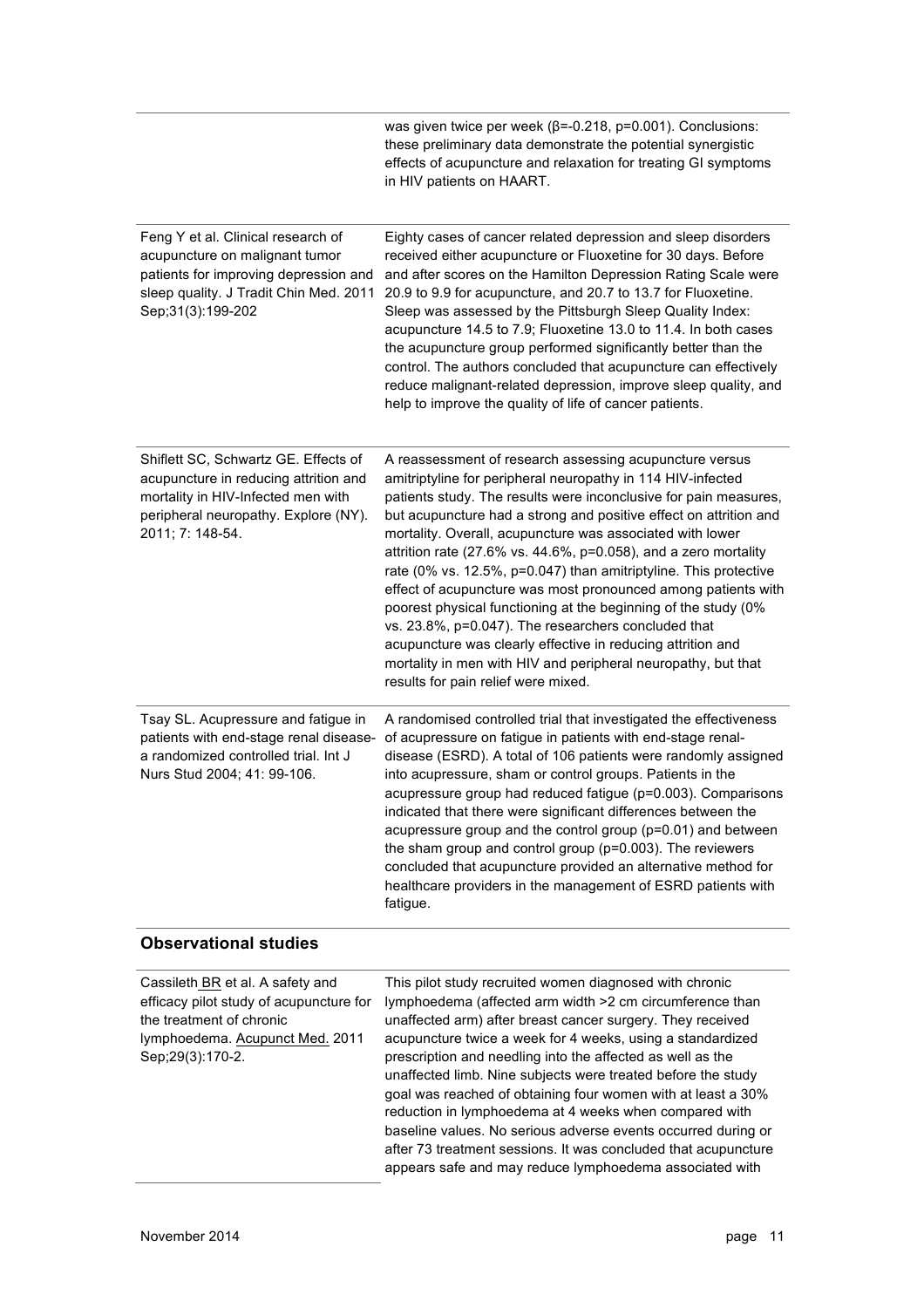| | |
|---|---|
| | was given twice per week (β=-0.218, p=0.001). Conclusions: these preliminary data demonstrate the potential synergistic effects of acupuncture and relaxation for treating GI symptoms in HIV patients on HAART. |
| Feng Y et al. Clinical research of acupuncture on malignant tumor patients for improving depression and sleep quality. J Tradit Chin Med. 2011 Sep;31(3):199-202 | Eighty cases of cancer related depression and sleep disorders received either acupuncture or Fluoxetine for 30 days. Before and after scores on the Hamilton Depression Rating Scale were 20.9 to 9.9 for acupuncture, and 20.7 to 13.7 for Fluoxetine. Sleep was assessed by the Pittsburgh Sleep Quality Index: acupuncture 14.5 to 7.9; Fluoxetine 13.0 to 11.4. In both cases the acupuncture group performed significantly better than the control. The authors concluded that acupuncture can effectively reduce malignant-related depression, improve sleep quality, and help to improve the quality of life of cancer patients. |
| Shiflett SC, Schwartz GE. Effects of acupuncture in reducing attrition and mortality in HIV-Infected men with peripheral neuropathy. Explore (NY). 2011; 7: 148-54. | A reassessment of research assessing acupuncture versus amitriptyline for peripheral neuropathy in 114 HIV-infected patients study. The results were inconclusive for pain measures, but acupuncture had a strong and positive effect on attrition and mortality. Overall, acupuncture was associated with lower attrition rate (27.6% vs. 44.6%, p=0.058), and a zero mortality rate (0% vs. 12.5%, p=0.047) than amitriptyline. This protective effect of acupuncture was most pronounced among patients with poorest physical functioning at the beginning of the study (0% vs. 23.8%, p=0.047). The researchers concluded that acupuncture was clearly effective in reducing attrition and mortality in men with HIV and peripheral neuropathy, but that results for pain relief were mixed. |
| Tsay SL. Acupressure and fatigue in patients with end-stage renal disease-a randomized controlled trial. Int J Nurs Stud 2004; 41: 99-106. | A randomised controlled trial that investigated the effectiveness of acupressure on fatigue in patients with end-stage renal-disease (ESRD). A total of 106 patients were randomly assigned into acupressure, sham or control groups. Patients in the acupressure group had reduced fatigue (p=0.003). Comparisons indicated that there were significant differences between the acupressure group and the control group (p=0.01) and between the sham group and control group (p=0.003). The reviewers concluded that acupuncture provided an alternative method for healthcare providers in the management of ESRD patients with fatigue. |

## Observational studies

| | |
|---|---|
| Cassileth BR et al. A safety and efficacy pilot study of acupuncture for the treatment of chronic lymphoedema. Acupunct Med. 2011 Sep;29(3):170-2. | This pilot study recruited women diagnosed with chronic lymphoedema (affected arm width >2 cm circumference than unaffected arm) after breast cancer surgery. They received acupuncture twice a week for 4 weeks, using a standardized prescription and needling into the affected as well as the unaffected limb. Nine subjects were treated before the study goal was reached of obtaining four women with at least a 30% reduction in lymphoedema at 4 weeks when compared with baseline values. No serious adverse events occurred during or after 73 treatment sessions. It was concluded that acupuncture appears safe and may reduce lymphoedema associated with |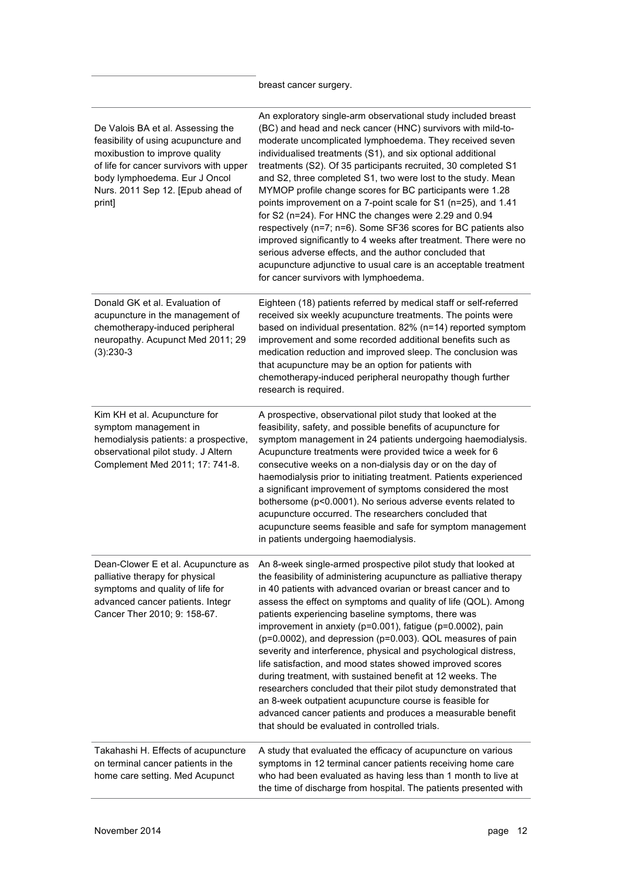| | |
|---|---|
| | breast cancer surgery. |
| De Valois BA et al. Assessing the feasibility of using acupuncture and moxibustion to improve quality of life for cancer survivors with upper body lymphoedema. Eur J Oncol Nurs. 2011 Sep 12. [Epub ahead of print] | An exploratory single-arm observational study included breast (BC) and head and neck cancer (HNC) survivors with mild-to-moderate uncomplicated lymphoedema. They received seven individualised treatments (S1), and six optional additional treatments (S2). Of 35 participants recruited, 30 completed S1 and S2, three completed S1, two were lost to the study. Mean MYMOP profile change scores for BC participants were 1.28 points improvement on a 7-point scale for S1 (n=25), and 1.41 for S2 (n=24). For HNC the changes were 2.29 and 0.94 respectively (n=7; n=6). Some SF36 scores for BC patients also improved significantly to 4 weeks after treatment. There were no serious adverse effects, and the author concluded that acupuncture adjunctive to usual care is an acceptable treatment for cancer survivors with lymphoedema. |
| Donald GK et al. Evaluation of acupuncture in the management of chemotherapy-induced peripheral neuropathy. Acupunct Med 2011; 29 (3):230-3 | Eighteen (18) patients referred by medical staff or self-referred received six weekly acupuncture treatments. The points were based on individual presentation. 82% (n=14) reported symptom improvement and some recorded additional benefits such as medication reduction and improved sleep. The conclusion was that acupuncture may be an option for patients with chemotherapy-induced peripheral neuropathy though further research is required. |
| Kim KH et al. Acupuncture for symptom management in hemodialysis patients: a prospective, observational pilot study. J Altern Complement Med 2011; 17: 741-8. | A prospective, observational pilot study that looked at the feasibility, safety, and possible benefits of acupuncture for symptom management in 24 patients undergoing haemodialysis. Acupuncture treatments were provided twice a week for 6 consecutive weeks on a non-dialysis day or on the day of haemodialysis prior to initiating treatment. Patients experienced a significant improvement of symptoms considered the most bothersome ($p<0.0001$). No serious adverse events related to acupuncture occurred. The researchers concluded that acupuncture seems feasible and safe for symptom management in patients undergoing haemodialysis. |
| Dean-Clower E et al. Acupuncture as palliative therapy for physical symptoms and quality of life for advanced cancer patients. Integr Cancer Ther 2010; 9: 158-67. | An 8-week single-armed prospective pilot study that looked at the feasibility of administering acupuncture as palliative therapy in 40 patients with advanced ovarian or breast cancer and to assess the effect on symptoms and quality of life (QOL). Among patients experiencing baseline symptoms, there was improvement in anxiety ($p=0.001$), fatigue ($p=0.0002$), pain ($p=0.0002$), and depression ($p=0.003$). QOL measures of pain severity and interference, physical and psychological distress, life satisfaction, and mood states showed improved scores during treatment, with sustained benefit at 12 weeks. The researchers concluded that their pilot study demonstrated that an 8-week outpatient acupuncture course is feasible for advanced cancer patients and produces a measurable benefit that should be evaluated in controlled trials. |
| Takahashi H. Effects of acupuncture on terminal cancer patients in the home care setting. Med Acupunct | A study that evaluated the efficacy of acupuncture on various symptoms in 12 terminal cancer patients receiving home care who had been evaluated as having less than 1 month to live at the time of discharge from hospital. The patients presented with |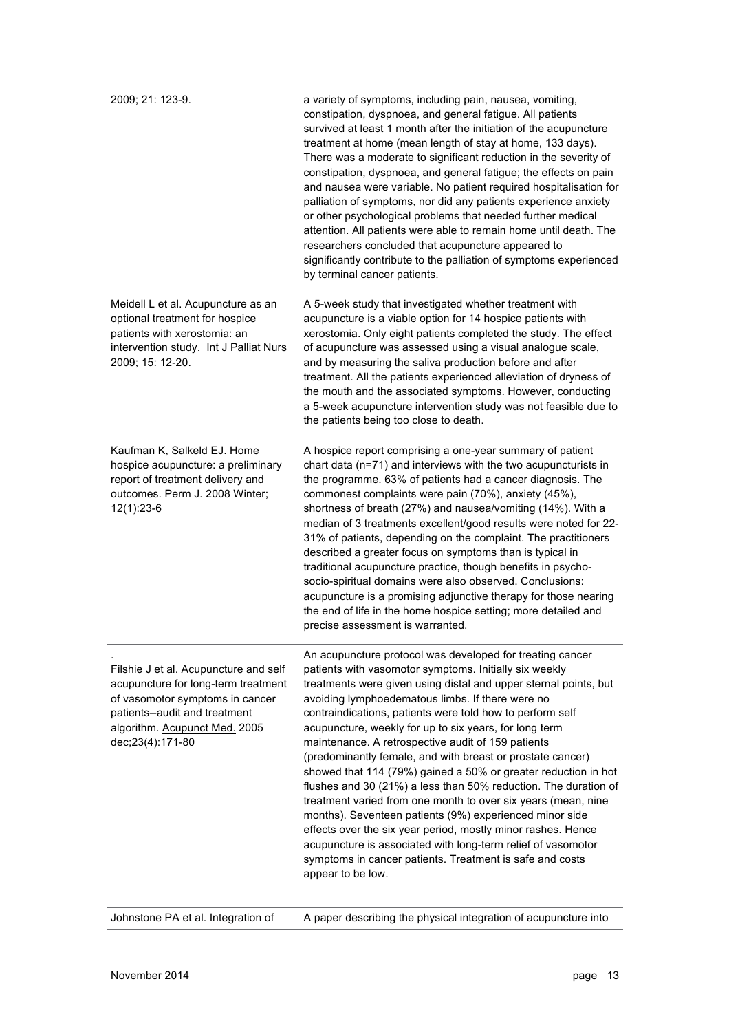| | |
|---|---|
| 2009; 21: 123-9. | a variety of symptoms, including pain, nausea, vomiting, constipation, dyspnoea, and general fatigue. All patients survived at least 1 month after the initiation of the acupuncture treatment at home (mean length of stay at home, 133 days). There was a moderate to significant reduction in the severity of constipation, dyspnoea, and general fatigue; the effects on pain and nausea were variable. No patient required hospitalisation for palliation of symptoms, nor did any patients experience anxiety or other psychological problems that needed further medical attention. All patients were able to remain home until death. The researchers concluded that acupuncture appeared to significantly contribute to the palliation of symptoms experienced by terminal cancer patients. |
| Meidell L et al. Acupuncture as an optional treatment for hospice patients with xerostomia: an intervention study. Int J Palliat Nurs 2009; 15: 12-20. | A 5-week study that investigated whether treatment with acupuncture is a viable option for 14 hospice patients with xerostomia. Only eight patients completed the study. The effect of acupuncture was assessed using a visual analogue scale, and by measuring the saliva production before and after treatment. All the patients experienced alleviation of dryness of the mouth and the associated symptoms. However, conducting a 5-week acupuncture intervention study was not feasible due to the patients being too close to death. |
| Kaufman K, Salkeld EJ. Home hospice acupuncture: a preliminary report of treatment delivery and outcomes. Perm J. 2008 Winter; 12(1):23-6 | A hospice report comprising a one-year summary of patient chart data (n=71) and interviews with the two acupuncturists in the programme. 63% of patients had a cancer diagnosis. The commonest complaints were pain (70%), anxiety (45%), shortness of breath (27%) and nausea/vomiting (14%). With a median of 3 treatments excellent/good results were noted for 22-31% of patients, depending on the complaint. The practitioners described a greater focus on symptoms than is typical in traditional acupuncture practice, though benefits in psycho-socio-spiritual domains were also observed. Conclusions: acupuncture is a promising adjunctive therapy for those nearing the end of life in the home hospice setting; more detailed and precise assessment is warranted. |
| . Filshie J et al. Acupuncture and self acupuncture for long-term treatment of vasomotor symptoms in cancer patients--audit and treatment algorithm. Acupunct Med. 2005 dec;23(4):171-80 | An acupuncture protocol was developed for treating cancer patients with vasomotor symptoms. Initially six weekly treatments were given using distal and upper sternal points, but avoiding lymphoedematous limbs. If there were no contraindications, patients were told how to perform self acupuncture, weekly for up to six years, for long term maintenance. A retrospective audit of 159 patients (predominantly female, and with breast or prostate cancer) showed that 114 (79%) gained a 50% or greater reduction in hot flushes and 30 (21%) a less than 50% reduction. The duration of treatment varied from one month to over six years (mean, nine months). Seventeen patients (9%) experienced minor side effects over the six year period, mostly minor rashes. Hence acupuncture is associated with long-term relief of vasomotor symptoms in cancer patients. Treatment is safe and costs appear to be low. |
| Johnstone PA et al. Integration of | A paper describing the physical integration of acupuncture into |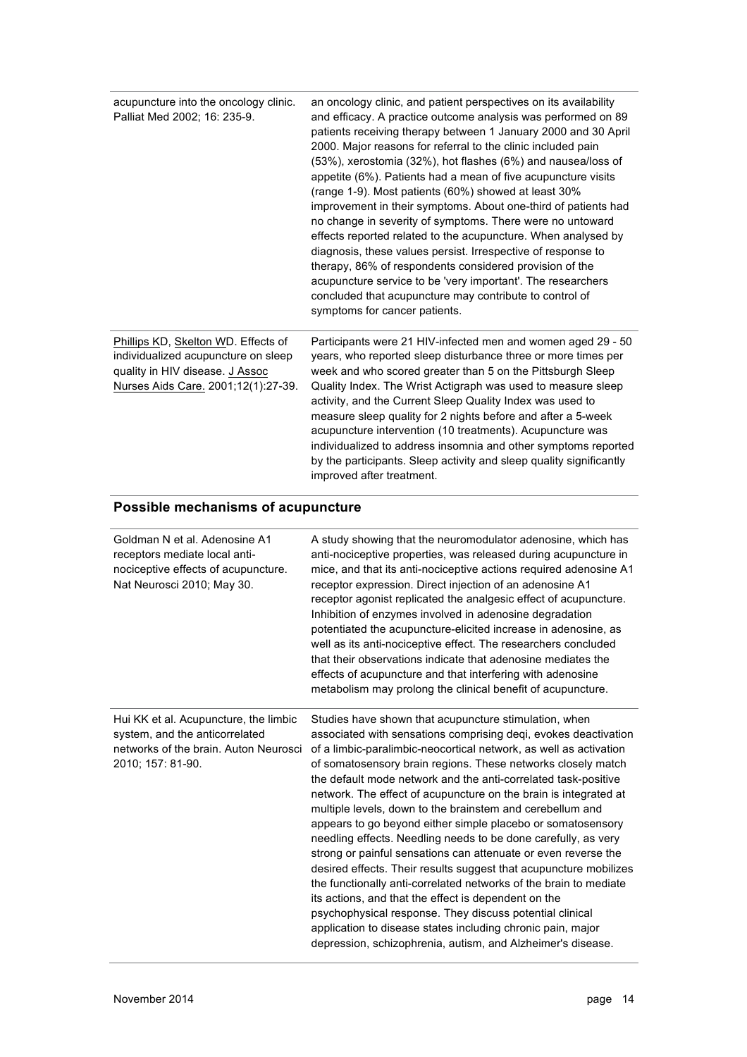| | |
|---|---|
| acupuncture into the oncology clinic. Palliat Med 2002; 16: 235-9. | an oncology clinic, and patient perspectives on its availability and efficacy. A practice outcome analysis was performed on 89 patients receiving therapy between 1 January 2000 and 30 April 2000. Major reasons for referral to the clinic included pain (53%), xerostomia (32%), hot flashes (6%) and nausea/loss of appetite (6%). Patients had a mean of five acupuncture visits (range 1-9). Most patients (60%) showed at least 30% improvement in their symptoms. About one-third of patients had no change in severity of symptoms. There were no untoward effects reported related to the acupuncture. When analysed by diagnosis, these values persist. Irrespective of response to therapy, 86% of respondents considered provision of the acupuncture service to be 'very important'. The researchers concluded that acupuncture may contribute to control of symptoms for cancer patients. |
| Phillips KD, Skelton WD. Effects of individualized acupuncture on sleep quality in HIV disease. J Assoc Nurses Aids Care. 2001;12(1):27-39. | Participants were 21 HIV-infected men and women aged 29 - 50 years, who reported sleep disturbance three or more times per week and who scored greater than 5 on the Pittsburgh Sleep Quality Index. The Wrist Actigraph was used to measure sleep activity, and the Current Sleep Quality Index was used to measure sleep quality for 2 nights before and after a 5-week acupuncture intervention (10 treatments). Acupuncture was individualized to address insomnia and other symptoms reported by the participants. Sleep activity and sleep quality significantly improved after treatment. |

## Possible mechanisms of acupuncture

| | |
|---|---|
| Goldman N et al. Adenosine A1 receptors mediate local anti-nociceptive effects of acupuncture. Nat Neurosci 2010; May 30. | A study showing that the neuromodulator adenosine, which has anti-nociceptive properties, was released during acupuncture in mice, and that its anti-nociceptive actions required adenosine A1 receptor expression. Direct injection of an adenosine A1 receptor agonist replicated the analgesic effect of acupuncture. Inhibition of enzymes involved in adenosine degradation potentiated the acupuncture-elicited increase in adenosine, as well as its anti-nociceptive effect. The researchers concluded that their observations indicate that adenosine mediates the effects of acupuncture and that interfering with adenosine metabolism may prolong the clinical benefit of acupuncture. |
| Hui KK et al. Acupuncture, the limbic system, and the anticorrelated networks of the brain. Auton Neurosci 2010; 157: 81-90. | Studies have shown that acupuncture stimulation, when associated with sensations comprising deqi, evokes deactivation of a limbic-paralimbic-neocortical network, as well as activation of somatosensory brain regions. These networks closely match the default mode network and the anti-correlated task-positive network. The effect of acupuncture on the brain is integrated at multiple levels, down to the brainstem and cerebellum and appears to go beyond either simple placebo or somatosensory needling effects. Needling needs to be done carefully, as very strong or painful sensations can attenuate or even reverse the desired effects. Their results suggest that acupuncture mobilizes the functionally anti-correlated networks of the brain to mediate its actions, and that the effect is dependent on the psychophysical response. They discuss potential clinical application to disease states including chronic pain, major depression, schizophrenia, autism, and Alzheimer's disease. |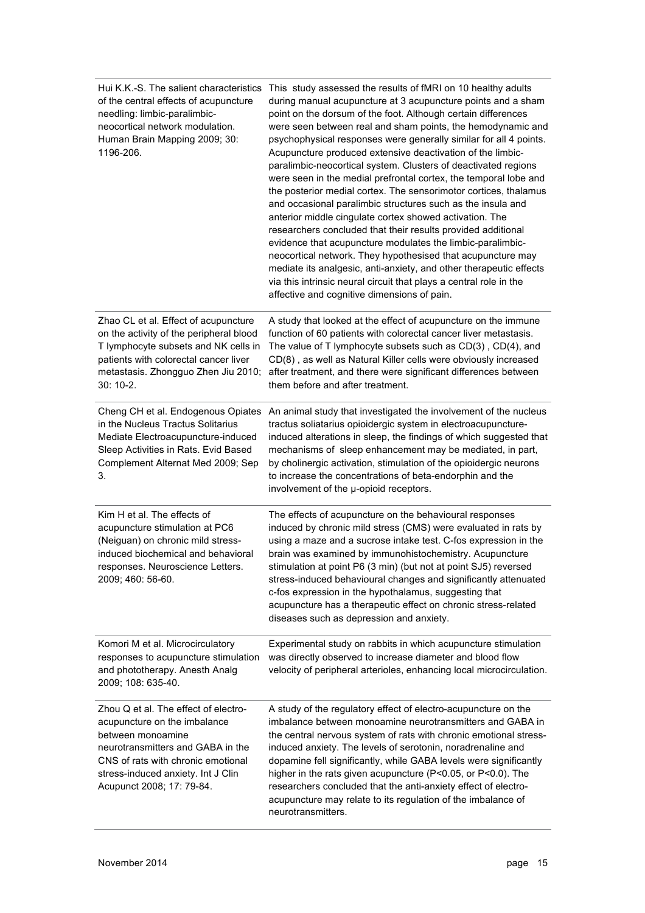| | |
|---|---|
| Hui K.K.-S. The salient characteristics of the central effects of acupuncture needling: limbic-paralimbic-neocortical network modulation. Human Brain Mapping 2009; 30: 1196-206. | This study assessed the results of fMRI on 10 healthy adults during manual acupuncture at 3 acupuncture points and a sham point on the dorsum of the foot. Although certain differences were seen between real and sham points, the hemodynamic and psychophysical responses were generally similar for all 4 points. Acupuncture produced extensive deactivation of the limbic-paralimbic-neocortical system. Clusters of deactivated regions were seen in the medial prefrontal cortex, the temporal lobe and the posterior medial cortex. The sensorimotor cortices, thalamus and occasional paralimbic structures such as the insula and anterior middle cingulate cortex showed activation. The researchers concluded that their results provided additional evidence that acupuncture modulates the limbic-paralimbic-neocortical network. They hypothesised that acupuncture may mediate its analgesic, anti-anxiety, and other therapeutic effects via this intrinsic neural circuit that plays a central role in the affective and cognitive dimensions of pain. |
| Zhao CL et al. Effect of acupuncture on the activity of the peripheral blood T lymphocyte subsets and NK cells in patients with colorectal cancer liver metastasis. Zhongguo Zhen Jiu 2010; 30: 10-2. | A study that looked at the effect of acupuncture on the immune function of 60 patients with colorectal cancer liver metastasis. The value of T lymphocyte subsets such as CD(3) , CD(4), and CD(8) , as well as Natural Killer cells were obviously increased after treatment, and there were significant differences between them before and after treatment. |
| Cheng CH et al. Endogenous Opiates in the Nucleus Tractus Solitarius Mediate Electroacupuncture-induced Sleep Activities in Rats. Evid Based Complement Alternat Med 2009; Sep 3. | An animal study that investigated the involvement of the nucleus tractus soliatarius opioidergic system in electroacupuncture-induced alterations in sleep, the findings of which suggested that mechanisms of sleep enhancement may be mediated, in part, by cholinergic activation, stimulation of the opioidergic neurons to increase the concentrations of beta-endorphin and the involvement of the μ-opioid receptors. |
| Kim H et al. The effects of acupuncture stimulation at PC6 (Neiguan) on chronic mild stress-induced biochemical and behavioral responses. Neuroscience Letters. 2009; 460: 56-60. | The effects of acupuncture on the behavioural responses induced by chronic mild stress (CMS) were evaluated in rats by using a maze and a sucrose intake test. C-fos expression in the brain was examined by immunohistochemistry. Acupuncture stimulation at point P6 (3 min) (but not at point SJ5) reversed stress-induced behavioural changes and significantly attenuated c-fos expression in the hypothalamus, suggesting that acupuncture has a therapeutic effect on chronic stress-related diseases such as depression and anxiety. |
| Komori M et al. Microcirculatory responses to acupuncture stimulation and phototherapy. Anesth Analg 2009; 108: 635-40. | Experimental study on rabbits in which acupuncture stimulation was directly observed to increase diameter and blood flow velocity of peripheral arterioles, enhancing local microcirculation. |
| Zhou Q et al. The effect of electro-acupuncture on the imbalance between monoamine neurotransmitters and GABA in the CNS of rats with chronic emotional stress-induced anxiety. Int J Clin Acupunct 2008; 17: 79-84. | A study of the regulatory effect of electro-acupuncture on the imbalance between monoamine neurotransmitters and GABA in the central nervous system of rats with chronic emotional stress-induced anxiety. The levels of serotonin, noradrenaline and dopamine fell significantly, while GABA levels were significantly higher in the rats given acupuncture ($P<0.05$, or $P<0.0$). The researchers concluded that the anti-anxiety effect of electro-acupuncture may relate to its regulation of the imbalance of neurotransmitters. |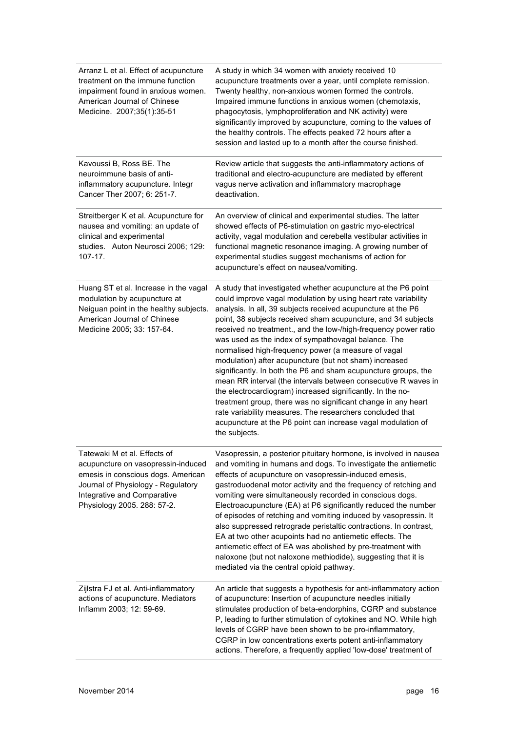| | |
|---|---|
| Arranz L et al. Effect of acupuncture treatment on the immune function impairment found in anxious women. American Journal of Chinese Medicine. 2007;35(1):35-51 | A study in which 34 women with anxiety received 10 acupuncture treatments over a year, until complete remission. Twenty healthy, non-anxious women formed the controls. Impaired immune functions in anxious women (chemotaxis, phagocytosis, lymphoproliferation and NK activity) were significantly improved by acupuncture, coming to the values of the healthy controls. The effects peaked 72 hours after a session and lasted up to a month after the course finished. |
| Kavoussi B, Ross BE. The neuroimmune basis of anti-inflammatory acupuncture. Integr Cancer Ther 2007; 6: 251-7. | Review article that suggests the anti-inflammatory actions of traditional and electro-acupuncture are mediated by efferent vagus nerve activation and inflammatory macrophage deactivation. |
| Streitberger K et al. Acupuncture for nausea and vomiting: an update of clinical and experimental studies. Auton Neurosci 2006; 129: 107-17. | An overview of clinical and experimental studies. The latter showed effects of P6-stimulation on gastric myo-electrical activity, vagal modulation and cerebella vestibular activities in functional magnetic resonance imaging. A growing number of experimental studies suggest mechanisms of action for acupuncture's effect on nausea/vomiting. |
| Huang ST et al. Increase in the vagal modulation by acupuncture at Neiguan point in the healthy subjects. American Journal of Chinese Medicine 2005; 33: 157-64. | A study that investigated whether acupuncture at the P6 point could improve vagal modulation by using heart rate variability analysis. In all, 39 subjects received acupuncture at the P6 point, 38 subjects received sham acupuncture, and 34 subjects received no treatment., and the low-/high-frequency power ratio was used as the index of sympathovagal balance. The normalised high-frequency power (a measure of vagal modulation) after acupuncture (but not sham) increased significantly. In both the P6 and sham acupuncture groups, the mean RR interval (the intervals between consecutive R waves in the electrocardiogram) increased significantly. In the no-treatment group, there was no significant change in any heart rate variability measures. The researchers concluded that acupuncture at the P6 point can increase vagal modulation of the subjects. |
| Tatewaki M et al. Effects of acupuncture on vasopressin-induced emesis in conscious dogs. American Journal of Physiology - Regulatory Integrative and Comparative Physiology 2005. 288: 57-2. | Vasopressin, a posterior pituitary hormone, is involved in nausea and vomiting in humans and dogs. To investigate the antiemetic effects of acupuncture on vasopressin-induced emesis, gastroduodenal motor activity and the frequency of retching and vomiting were simultaneously recorded in conscious dogs. Electroacupuncture (EA) at P6 significantly reduced the number of episodes of retching and vomiting induced by vasopressin. It also suppressed retrograde peristaltic contractions. In contrast, EA at two other acupoints had no antiemetic effects. The antiemetic effect of EA was abolished by pre-treatment with naloxone (but not naloxone methiodide), suggesting that it is mediated via the central opioid pathway. |
| Zijlstra FJ et al. Anti-inflammatory actions of acupuncture. Mediators Inflamm 2003; 12: 59-69. | An article that suggests a hypothesis for anti-inflammatory action of acupuncture: Insertion of acupuncture needles initially stimulates production of beta-endorphins, CGRP and substance P, leading to further stimulation of cytokines and NO. While high levels of CGRP have been shown to be pro-inflammatory, CGRP in low concentrations exerts potent anti-inflammatory actions. Therefore, a frequently applied 'low-dose' treatment of |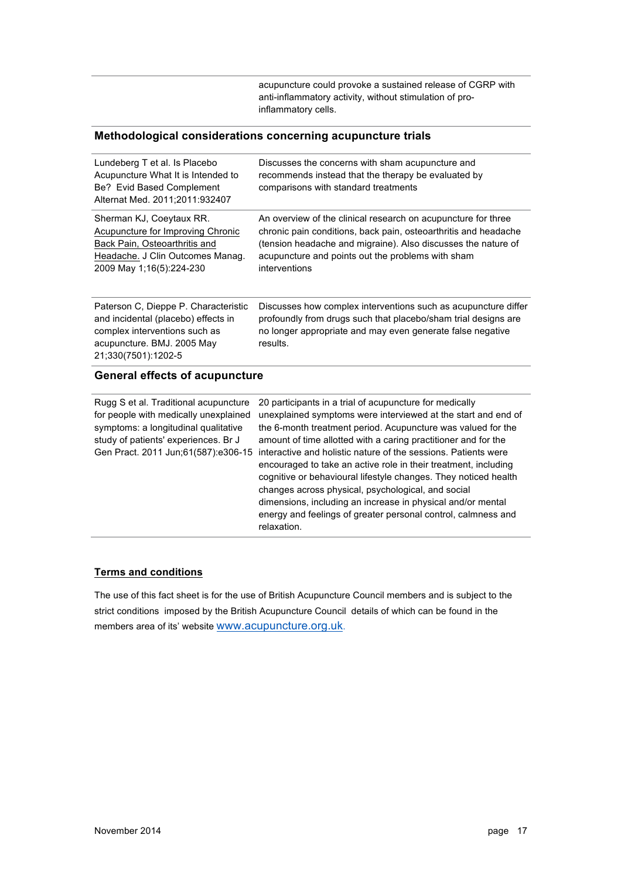| | |
|---|---|
| | acupuncture could provoke a sustained release of CGRP with anti-inflammatory activity, without stimulation of pro-inflammatory cells. |

## Methodological considerations concerning acupuncture trials

| | |
|---|---|
| Lundeberg T et al. Is Placebo Acupuncture What It is Intended to Be? Evid Based Complement Alternat Med. 2011;2011:932407 | Discusses the concerns with sham acupuncture and recommends instead that the therapy be evaluated by comparisons with standard treatments |
| Sherman KJ, Coeytaux RR. Acupuncture for Improving Chronic Back Pain, Osteoarthritis and Headache. J Clin Outcomes Manag. 2009 May 1;16(5):224-230 | An overview of the clinical research on acupuncture for three chronic pain conditions, back pain, osteoarthritis and headache (tension headache and migraine). Also discusses the nature of acupuncture and points out the problems with sham interventions |
| Paterson C, Dieppe P. Characteristic and incidental (placebo) effects in complex interventions such as acupuncture. BMJ. 2005 May 21;330(7501):1202-5 | Discusses how complex interventions such as acupuncture differ profoundly from drugs such that placebo/sham trial designs are no longer appropriate and may even generate false negative results. |

## General effects of acupuncture

| | |
|---|---|
| Rugg S et al. Traditional acupuncture for people with medically unexplained symptoms: a longitudinal qualitative study of patients' experiences. Br J Gen Pract. 2011 Jun;61(587):e306-15 | 20 participants in a trial of acupuncture for medically unexplained symptoms were interviewed at the start and end of the 6-month treatment period. Acupuncture was valued for the amount of time allotted with a caring practitioner and for the interactive and holistic nature of the sessions. Patients were encouraged to take an active role in their treatment, including cognitive or behavioural lifestyle changes. They noticed health changes across physical, psychological, and social dimensions, including an increase in physical and/or mental energy and feelings of greater personal control, calmness and relaxation. |

**Terms and conditions**

The use of this fact sheet is for the use of British Acupuncture Council members and is subject to the strict conditions imposed by the British Acupuncture Council details of which can be found in the members area of its' website www.acupuncture.org.uk.

November 2014